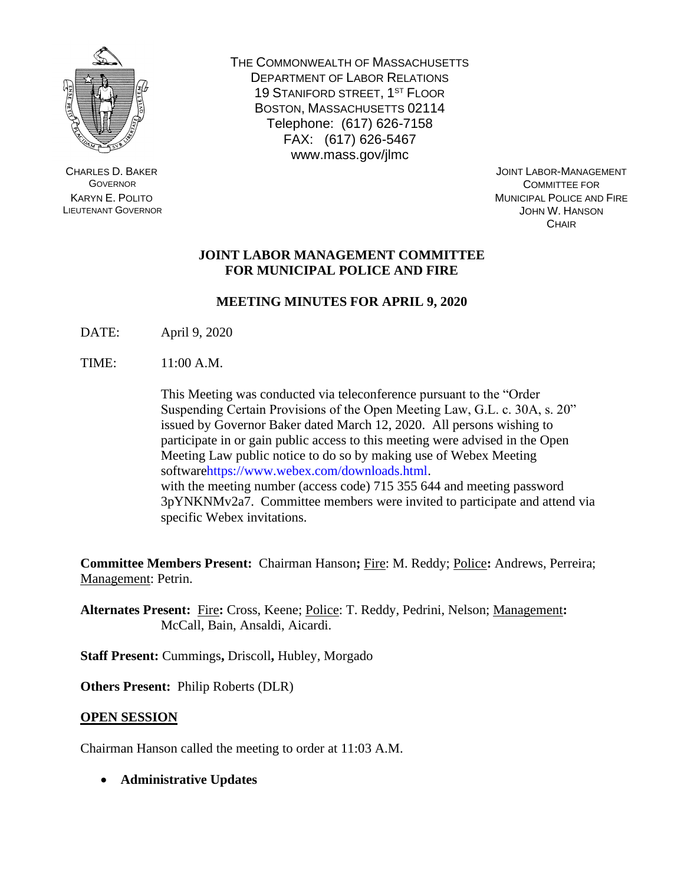CHARLES D. BAKER
GOVERNOR
KARYN E. POLITO
LIEUTENANT GOVERNOR

THE COMMONWEALTH OF MASSACHUSETTS
DEPARTMENT OF LABOR RELATIONS
19 STANIFORD STREET, 1ST FLOOR
BOSTON, MASSACHUSETTS 02114
Telephone: (617) 626-7158
FAX: (617) 626-5467
www.mass.gov/jlmc

JOINT LABOR-MANAGEMENT
COMMITTEE FOR
MUNICIPAL POLICE AND FIRE
JOHN W. HANSON
CHAIR

# JOINT LABOR MANAGEMENT COMMITTEE FOR MUNICIPAL POLICE AND FIRE

## MEETING MINUTES FOR APRIL 9, 2020

DATE: April 9, 2020

TIME: 11:00 A.M.

This Meeting was conducted via teleconference pursuant to the "Order Suspending Certain Provisions of the Open Meeting Law, G.L. c. 30A, s. 20" issued by Governor Baker dated March 12, 2020. All persons wishing to participate in or gain public access to this meeting were advised in the Open Meeting Law public notice to do so by making use of Webex Meeting softwarehttps://www.webex.com/downloads.html.
with the meeting number (access code) 715 355 644 and meeting password 3pYNKNMv2a7. Committee members were invited to participate and attend via specific Webex invitations.

**Committee Members Present:** Chairman Hanson**;** Fire: M. Reddy; Police**:** Andrews, Perreira; Management: Petrin.

**Alternates Present:** Fire**:** Cross, Keene; Police: T. Reddy, Pedrini, Nelson; Management**:** McCall, Bain, Ansaldi, Aicardi.

**Staff Present:** Cummings**,** Driscoll**,** Hubley, Morgado

**Others Present:** Philip Roberts (DLR)

**OPEN SESSION**

Chairman Hanson called the meeting to order at 11:03 A.M.

- **Administrative Updates**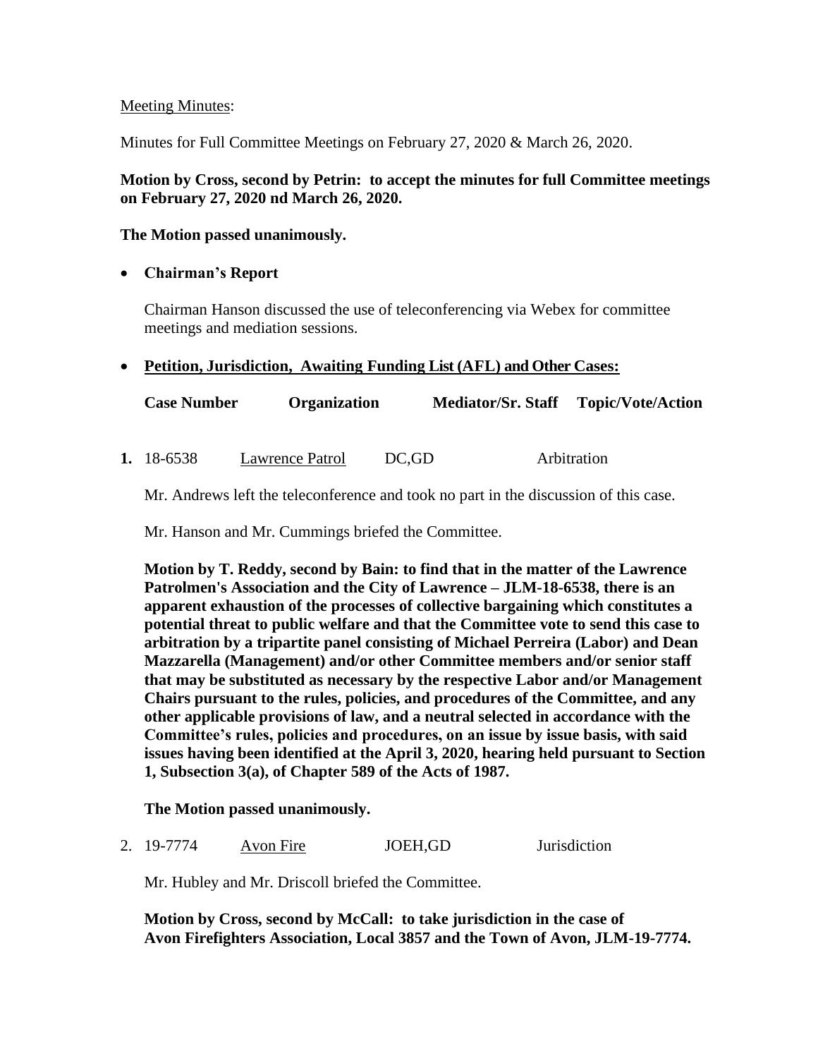Meeting Minutes:

Minutes for Full Committee Meetings on February 27, 2020 & March 26, 2020.

**Motion by Cross, second by Petrin: to accept the minutes for full Committee meetings on February 27, 2020 nd March 26, 2020.**

**The Motion passed unanimously.**

- **Chairman's Report**

  Chairman Hanson discussed the use of teleconferencing via Webex for committee meetings and mediation sessions.

- **Petition, Jurisdiction, Awaiting Funding List (AFL) and Other Cases:**

| Case Number | Organization | Mediator/Sr. Staff | Topic/Vote/Action |
|---|---|---|---|
| **1.** 18-6538 | Lawrence Patrol | DC,GD | Arbitration |

Mr. Andrews left the teleconference and took no part in the discussion of this case.

Mr. Hanson and Mr. Cummings briefed the Committee.

**Motion by T. Reddy, second by Bain: to find that in the matter of the Lawrence Patrolmen's Association and the City of Lawrence – JLM-18-6538, there is an apparent exhaustion of the processes of collective bargaining which constitutes a potential threat to public welfare and that the Committee vote to send this case to arbitration by a tripartite panel consisting of Michael Perreira (Labor) and Dean Mazzarella (Management) and/or other Committee members and/or senior staff that may be substituted as necessary by the respective Labor and/or Management Chairs pursuant to the rules, policies, and procedures of the Committee, and any other applicable provisions of law, and a neutral selected in accordance with the Committee's rules, policies and procedures, on an issue by issue basis, with said issues having been identified at the April 3, 2020, hearing held pursuant to Section 1, Subsection 3(a), of Chapter 589 of the Acts of 1987.**

**The Motion passed unanimously.**

| | | | |
|---|---|---|---|
| 2. 19-7774 | Avon Fire | JOEH,GD | Jurisdiction |

Mr. Hubley and Mr. Driscoll briefed the Committee.

**Motion by Cross, second by McCall: to take jurisdiction in the case of Avon Firefighters Association, Local 3857 and the Town of Avon, JLM-19-7774.**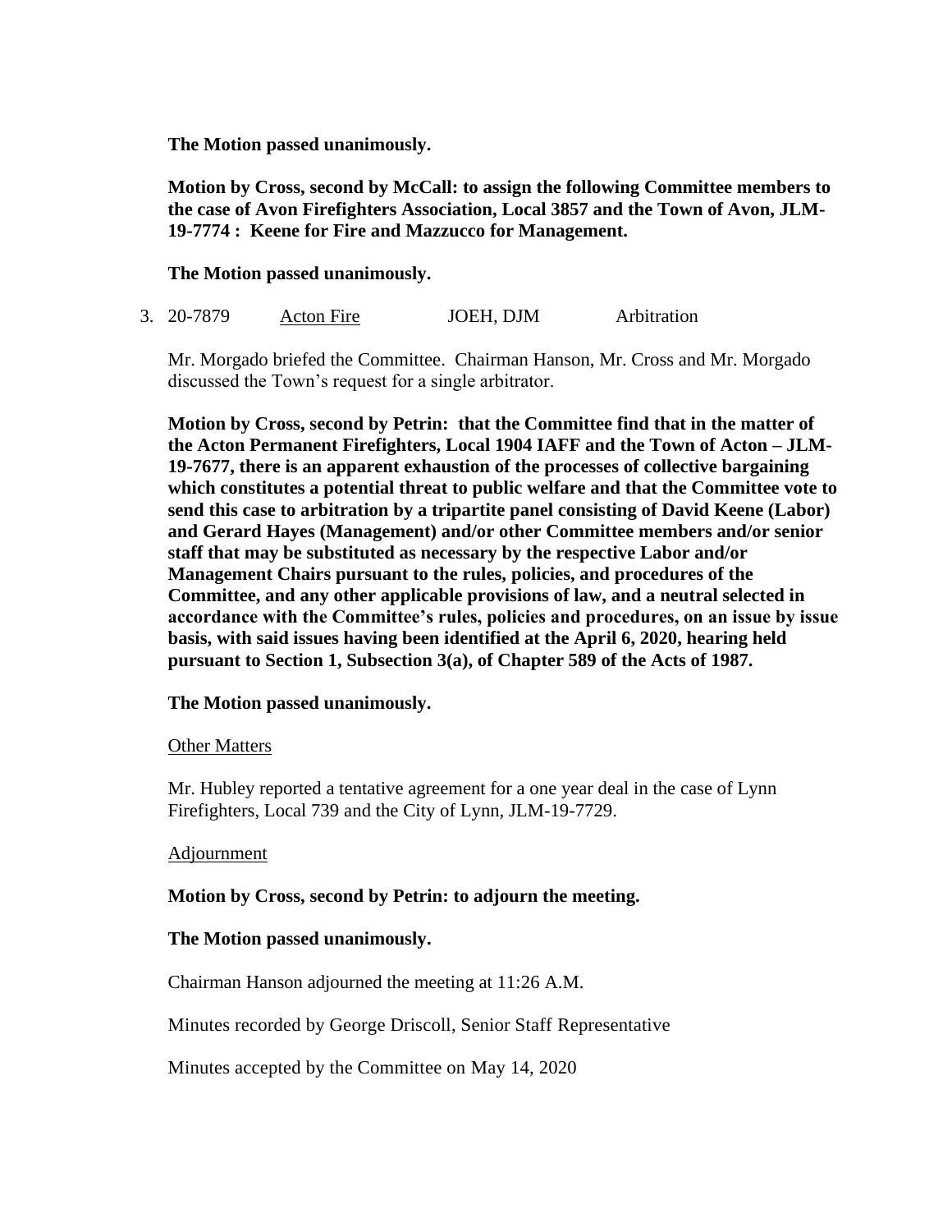**The Motion passed unanimously.**

**Motion by Cross, second by McCall: to assign the following Committee members to the case of Avon Firefighters Association, Local 3857 and the Town of Avon, JLM-19-7774 : Keene for Fire and Mazzucco for Management.**

**The Motion passed unanimously.**

3. 20-7879 Acton Fire JOEH, DJM Arbitration

Mr. Morgado briefed the Committee. Chairman Hanson, Mr. Cross and Mr. Morgado discussed the Town's request for a single arbitrator.

**Motion by Cross, second by Petrin: that the Committee find that in the matter of the Acton Permanent Firefighters, Local 1904 IAFF and the Town of Acton – JLM-19-7677, there is an apparent exhaustion of the processes of collective bargaining which constitutes a potential threat to public welfare and that the Committee vote to send this case to arbitration by a tripartite panel consisting of David Keene (Labor) and Gerard Hayes (Management) and/or other Committee members and/or senior staff that may be substituted as necessary by the respective Labor and/or Management Chairs pursuant to the rules, policies, and procedures of the Committee, and any other applicable provisions of law, and a neutral selected in accordance with the Committee's rules, policies and procedures, on an issue by issue basis, with said issues having been identified at the April 6, 2020, hearing held pursuant to Section 1, Subsection 3(a), of Chapter 589 of the Acts of 1987.**

**The Motion passed unanimously.**

Other Matters

Mr. Hubley reported a tentative agreement for a one year deal in the case of Lynn Firefighters, Local 739 and the City of Lynn, JLM-19-7729.

Adjournment

**Motion by Cross, second by Petrin: to adjourn the meeting.**

**The Motion passed unanimously.**

Chairman Hanson adjourned the meeting at 11:26 A.M.

Minutes recorded by George Driscoll, Senior Staff Representative

Minutes accepted by the Committee on May 14, 2020